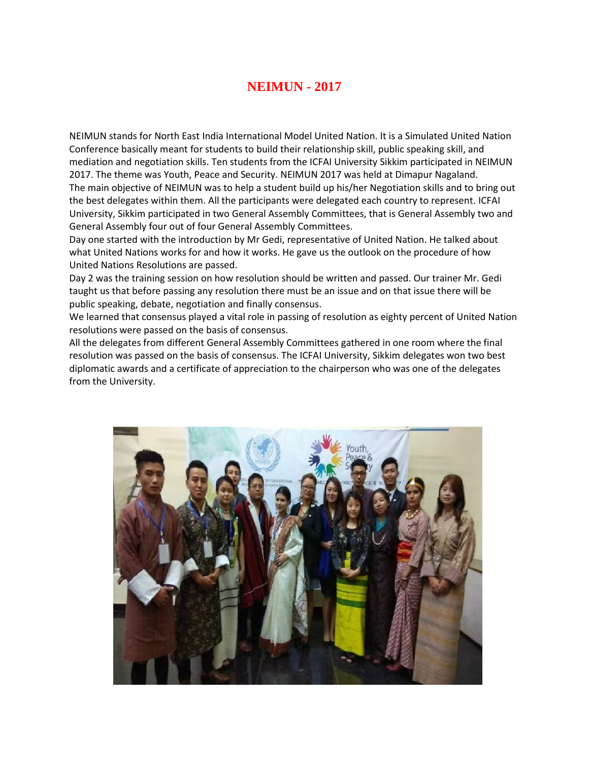# NEIMUN - 2017

NEIMUN stands for North East India International Model United Nation. It is a Simulated United Nation Conference basically meant for students to build their relationship skill, public speaking skill, and mediation and negotiation skills. Ten students from the ICFAI University Sikkim participated in NEIMUN 2017. The theme was Youth, Peace and Security. NEIMUN 2017 was held at Dimapur Nagaland.

The main objective of NEIMUN was to help a student build up his/her Negotiation skills and to bring out the best delegates within them. All the participants were delegated each country to represent. ICFAI University, Sikkim participated in two General Assembly Committees, that is General Assembly two and General Assembly four out of four General Assembly Committees.

Day one started with the introduction by Mr Gedi, representative of United Nation. He talked about what United Nations works for and how it works. He gave us the outlook on the procedure of how United Nations Resolutions are passed.

Day 2 was the training session on how resolution should be written and passed. Our trainer Mr. Gedi taught us that before passing any resolution there must be an issue and on that issue there will be public speaking, debate, negotiation and finally consensus.

We learned that consensus played a vital role in passing of resolution as eighty percent of United Nation resolutions were passed on the basis of consensus.

All the delegates from different General Assembly Committees gathered in one room where the final resolution was passed on the basis of consensus. The ICFAI University, Sikkim delegates won two best diplomatic awards and a certificate of appreciation to the chairperson who was one of the delegates from the University.